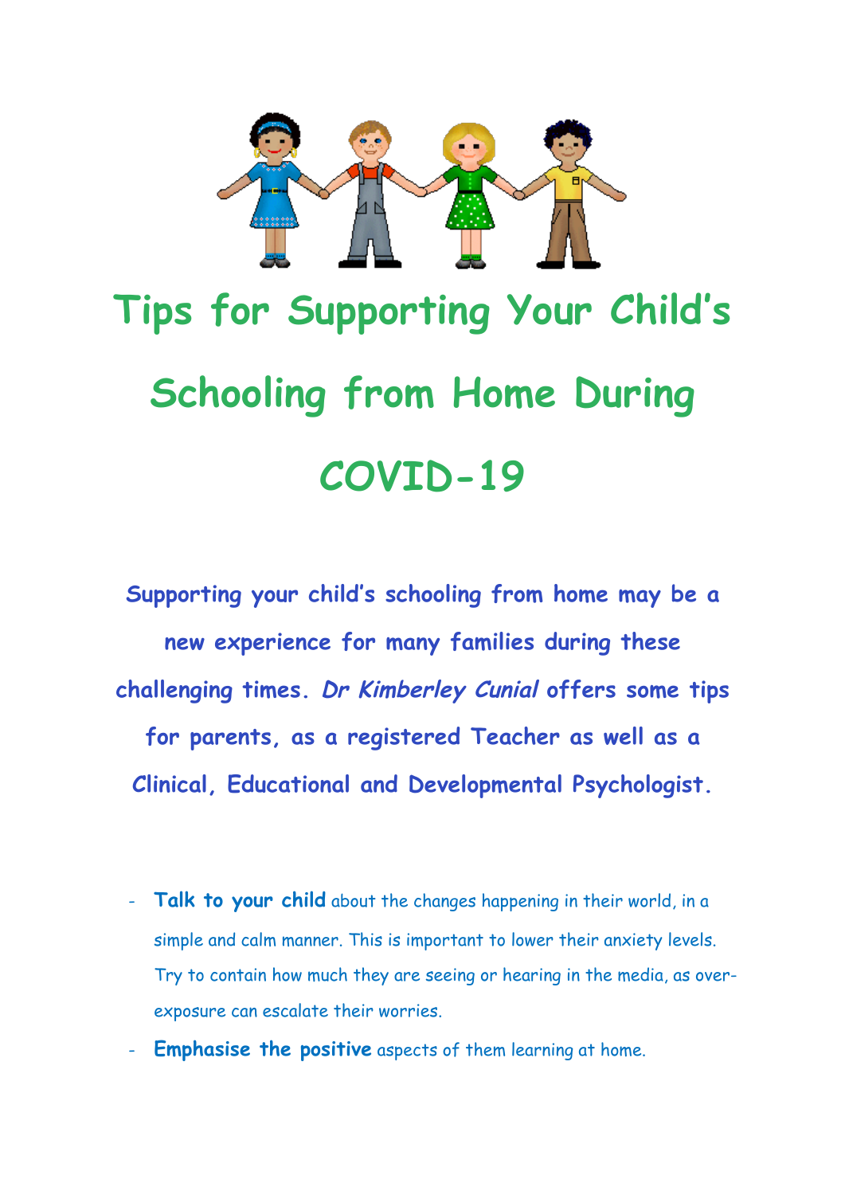# Tips for Supporting Your Child's Schooling from Home During COVID-19

**Supporting your child's schooling from home may be a new experience for many families during these challenging times. *Dr Kimberley Cunial* offers some tips for parents, as a registered Teacher as well as a Clinical, Educational and Developmental Psychologist.**

- **Talk to your child** about the changes happening in their world, in a simple and calm manner. This is important to lower their anxiety levels. Try to contain how much they are seeing or hearing in the media, as over-exposure can escalate their worries.
- **Emphasise the positive** aspects of them learning at home.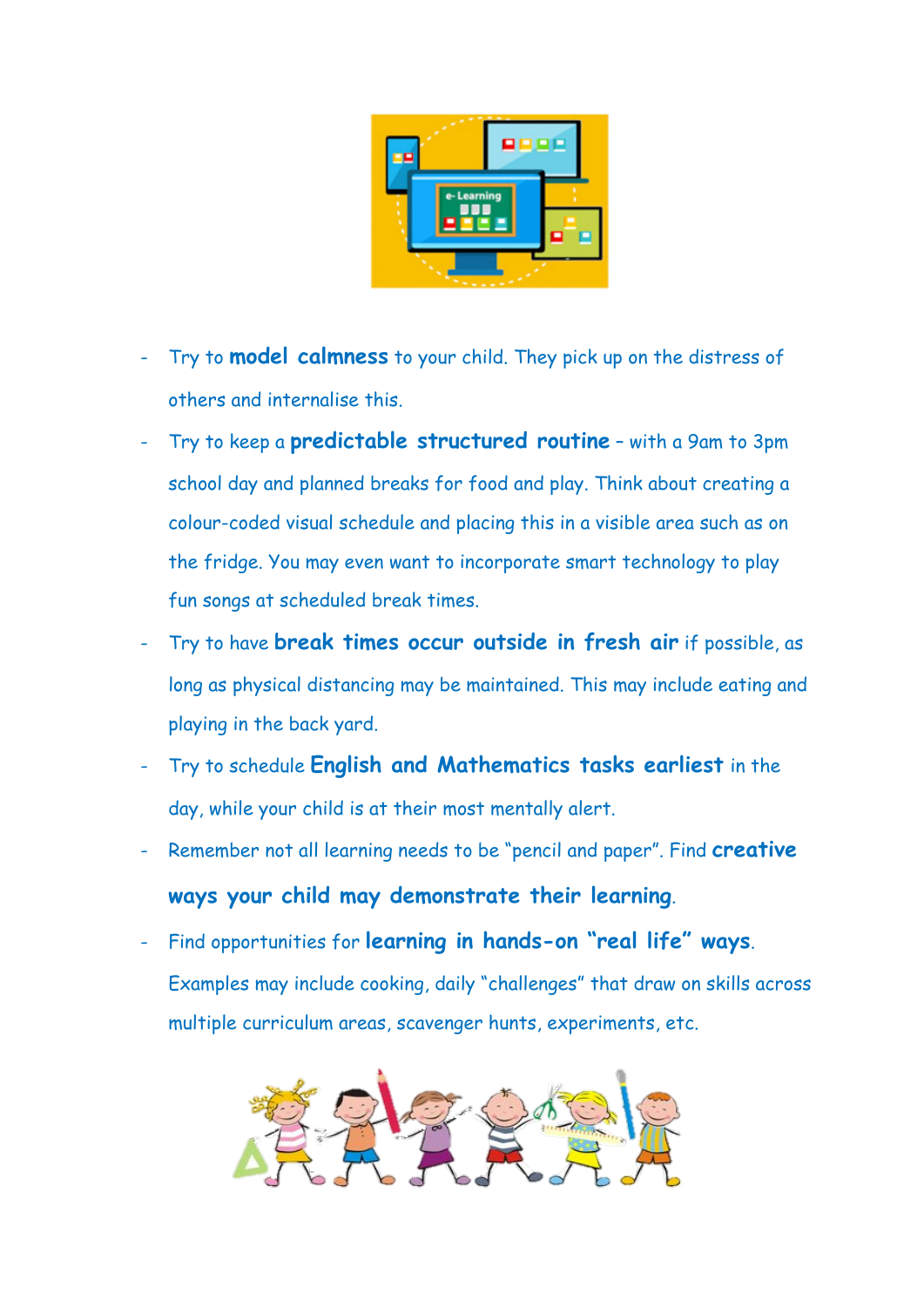- Try to **model calmness** to your child. They pick up on the distress of others and internalise this.
- Try to keep a **predictable structured routine** – with a 9am to 3pm school day and planned breaks for food and play. Think about creating a colour-coded visual schedule and placing this in a visible area such as on the fridge. You may even want to incorporate smart technology to play fun songs at scheduled break times.
- Try to have **break times occur outside in fresh air** if possible, as long as physical distancing may be maintained. This may include eating and playing in the back yard.
- Try to schedule **English and Mathematics tasks earliest** in the day, while your child is at their most mentally alert.
- Remember not all learning needs to be "pencil and paper". Find **creative ways your child may demonstrate their learning**.
- Find opportunities for **learning in hands-on "real life" ways**. Examples may include cooking, daily "challenges" that draw on skills across multiple curriculum areas, scavenger hunts, experiments, etc.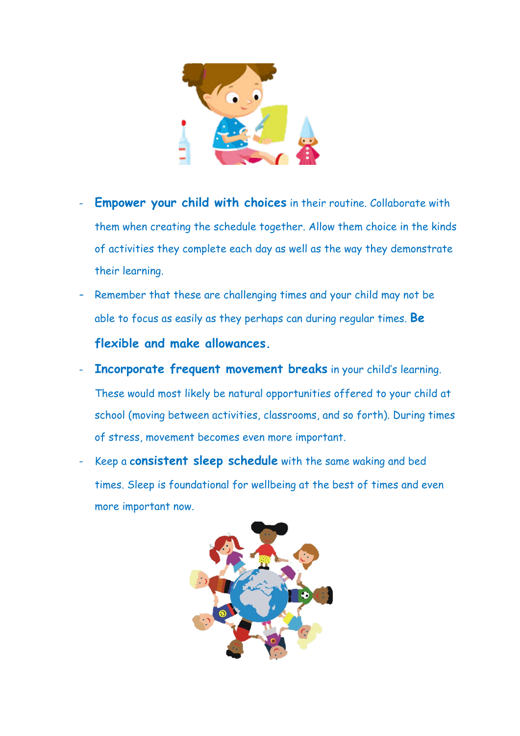- **Empower your child with choices** in their routine. Collaborate with them when creating the schedule together. Allow them choice in the kinds of activities they complete each day as well as the way they demonstrate their learning.
- Remember that these are challenging times and your child may not be able to focus as easily as they perhaps can during regular times. **Be flexible and make allowances.**
- **Incorporate frequent movement breaks** in your child's learning. These would most likely be natural opportunities offered to your child at school (moving between activities, classrooms, and so forth). During times of stress, movement becomes even more important.
- Keep a **consistent sleep schedule** with the same waking and bed times. Sleep is foundational for wellbeing at the best of times and even more important now.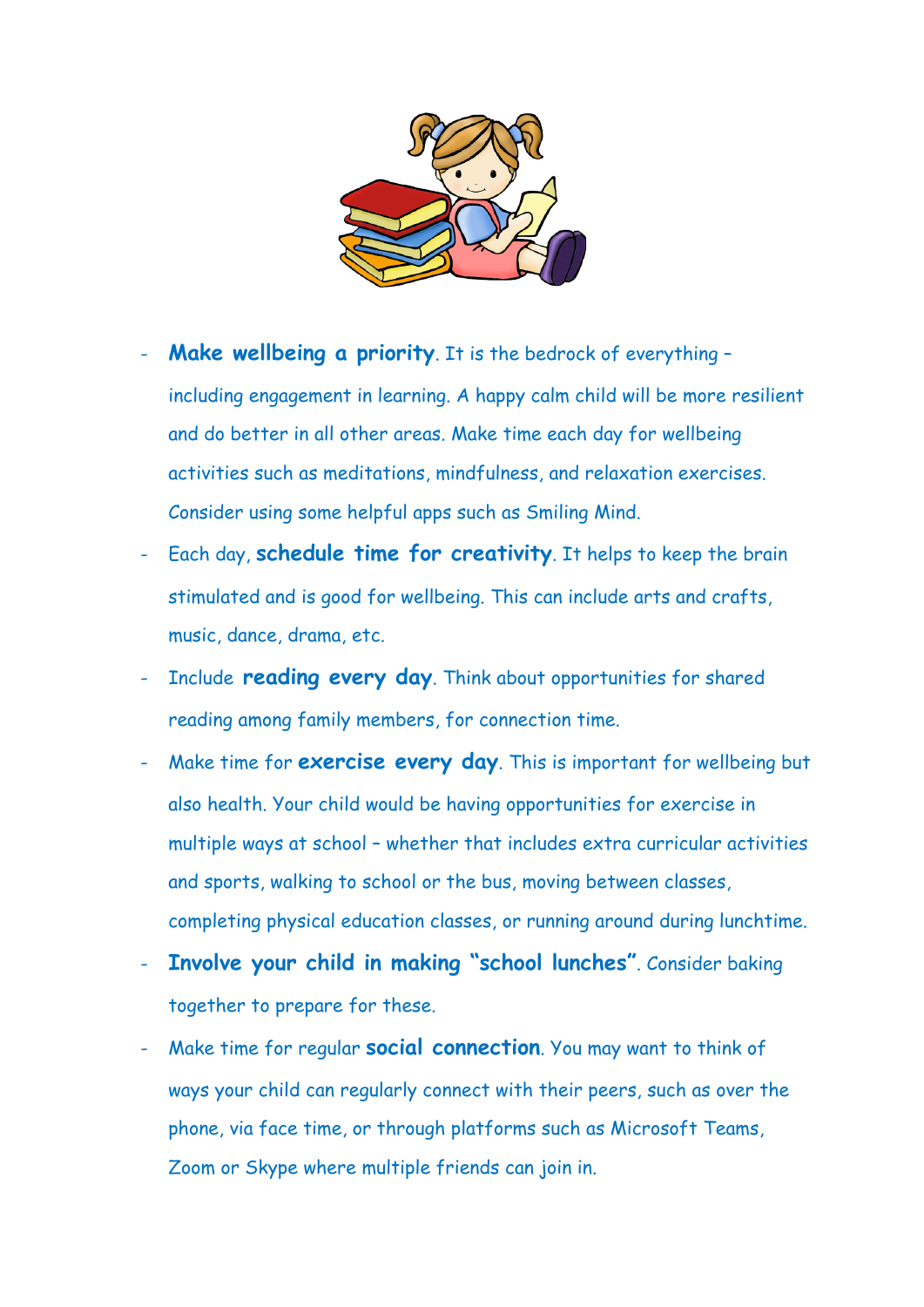- **Make wellbeing a priority**. It is the bedrock of everything – including engagement in learning. A happy calm child will be more resilient and do better in all other areas. Make time each day for wellbeing activities such as meditations, mindfulness, and relaxation exercises. Consider using some helpful apps such as Smiling Mind.
- Each day, **schedule time for creativity**. It helps to keep the brain stimulated and is good for wellbeing. This can include arts and crafts, music, dance, drama, etc.
- Include **reading every day**. Think about opportunities for shared reading among family members, for connection time.
- Make time for **exercise every day**. This is important for wellbeing but also health. Your child would be having opportunities for exercise in multiple ways at school – whether that includes extra curricular activities and sports, walking to school or the bus, moving between classes, completing physical education classes, or running around during lunchtime.
- **Involve your child in making "school lunches"**. Consider baking together to prepare for these.
- Make time for regular **social connection**. You may want to think of ways your child can regularly connect with their peers, such as over the phone, via face time, or through platforms such as Microsoft Teams, Zoom or Skype where multiple friends can join in.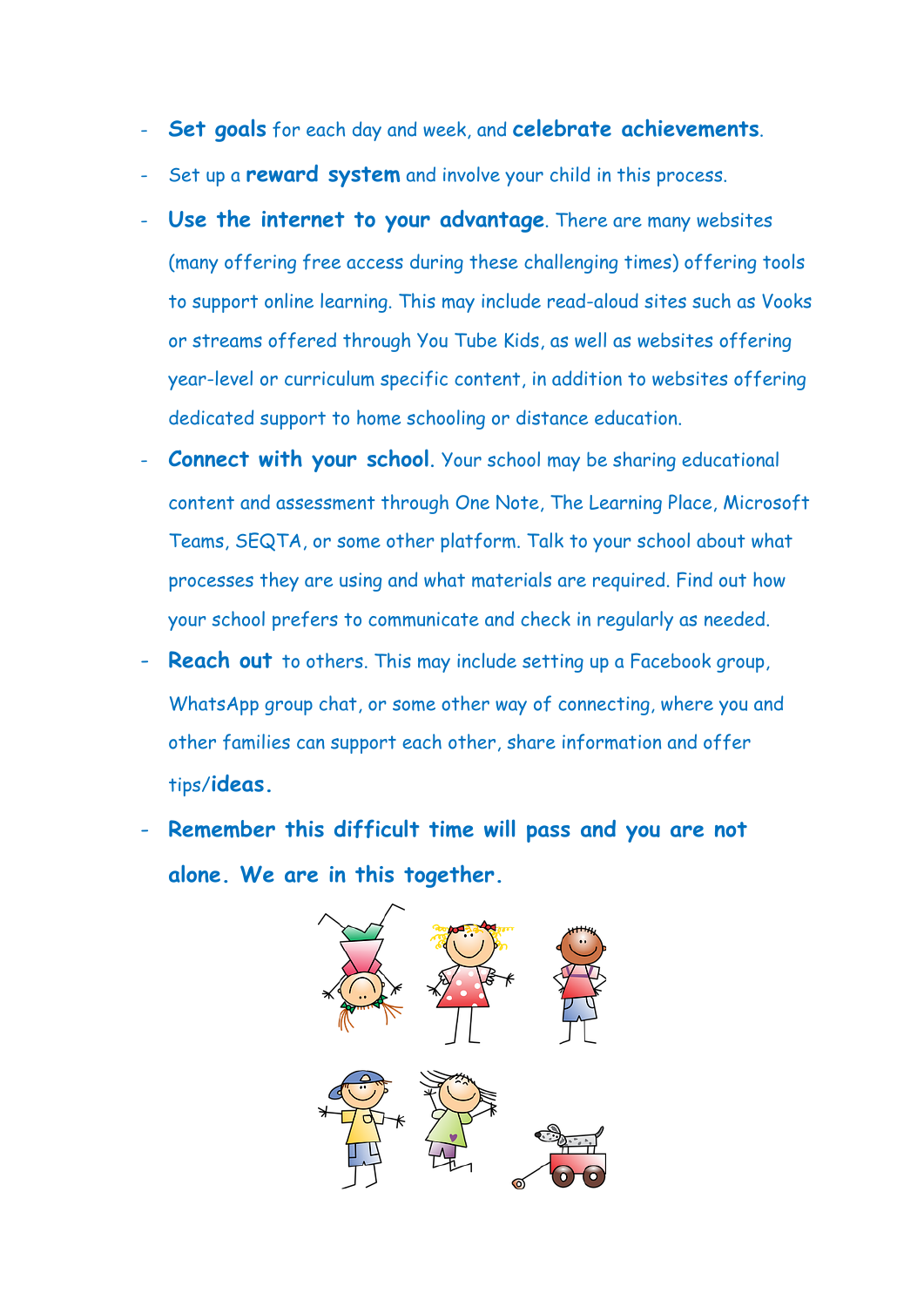- **Set goals** for each day and week, and **celebrate achievements**.
- Set up a **reward system** and involve your child in this process.
- **Use the internet to your advantage**. There are many websites (many offering free access during these challenging times) offering tools to support online learning. This may include read-aloud sites such as Vooks or streams offered through You Tube Kids, as well as websites offering year-level or curriculum specific content, in addition to websites offering dedicated support to home schooling or distance education.
- **Connect with your school**. Your school may be sharing educational content and assessment through One Note, The Learning Place, Microsoft Teams, SEQTA, or some other platform. Talk to your school about what processes they are using and what materials are required. Find out how your school prefers to communicate and check in regularly as needed.
- **Reach out** to others. This may include setting up a Facebook group, WhatsApp group chat, or some other way of connecting, where you and other families can support each other, share information and offer tips/**ideas.**
- **Remember this difficult time will pass and you are not alone. We are in this together.**